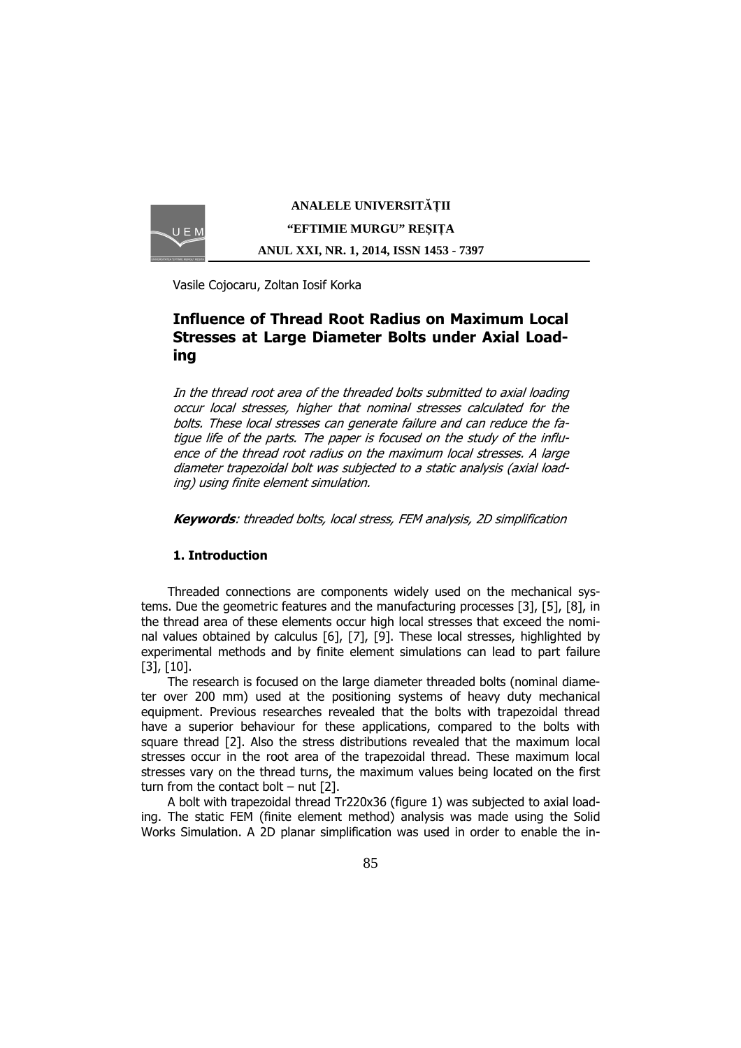Vasile Cojocaru, Zoltan Iosif Korka

# Influence of Thread Root Radius on Maximum Local Stresses at Large Diameter Bolts under Axial Loading

*In the thread root area of the threaded bolts submitted to axial loading occur local stresses, higher that nominal stresses calculated for the bolts. These local stresses can generate failure and can reduce the fatigue life of the parts. The paper is focused on the study of the influence of the thread root radius on the maximum local stresses. A large diameter trapezoidal bolt was subjected to a static analysis (axial loading) using finite element simulation.*

***Keywords***: *threaded bolts, local stress, FEM analysis, 2D simplification*

## 1. Introduction

Threaded connections are components widely used on the mechanical systems. Due the geometric features and the manufacturing processes [3], [5], [8], in the thread area of these elements occur high local stresses that exceed the nominal values obtained by calculus [6], [7], [9]. These local stresses, highlighted by experimental methods and by finite element simulations can lead to part failure [3], [10].

The research is focused on the large diameter threaded bolts (nominal diameter over 200 mm) used at the positioning systems of heavy duty mechanical equipment. Previous researches revealed that the bolts with trapezoidal thread have a superior behaviour for these applications, compared to the bolts with square thread [2]. Also the stress distributions revealed that the maximum local stresses occur in the root area of the trapezoidal thread. These maximum local stresses vary on the thread turns, the maximum values being located on the first turn from the contact bolt – nut [2].

A bolt with trapezoidal thread Tr220x36 (figure 1) was subjected to axial loading. The static FEM (finite element method) analysis was made using the Solid Works Simulation. A 2D planar simplification was used in order to enable the in-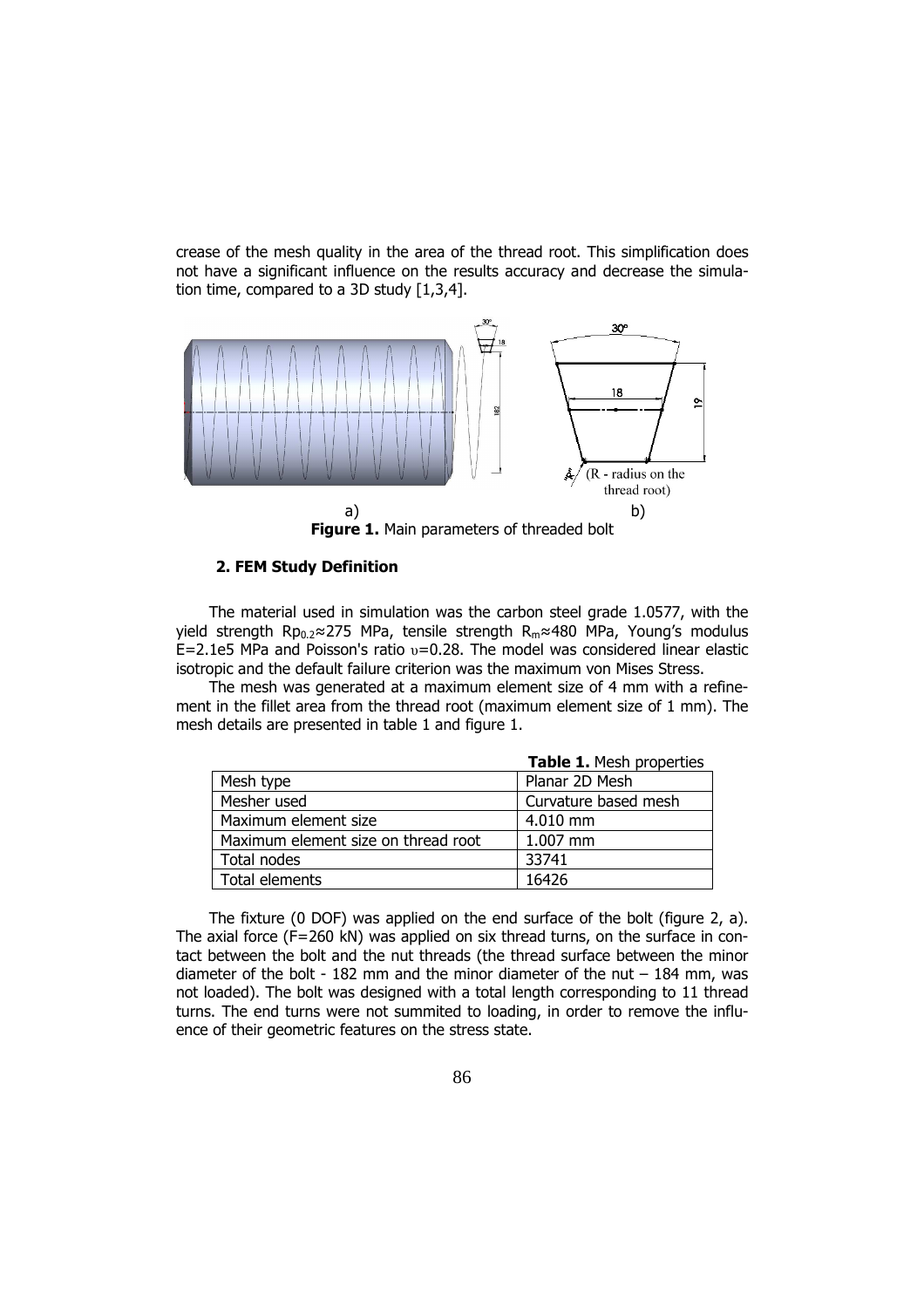crease of the mesh quality in the area of the thread root. This simplification does not have a significant influence on the results accuracy and decrease the simulation time, compared to a 3D study [1,3,4].

a) b)

**Figure 1.** Main parameters of threaded bolt

## 2. FEM Study Definition

The material used in simulation was the carbon steel grade 1.0577, with the yield strength $Rp_{0.2}\approx 275$ MPa, tensile strength $R_m\approx 480$ MPa, Young's modulus E=2.1e5 MPa and Poisson's ratio $\upsilon=0.28$. The model was considered linear elastic isotropic and the default failure criterion was the maximum von Mises Stress.

The mesh was generated at a maximum element size of 4 mm with a refinement in the fillet area from the thread root (maximum element size of 1 mm). The mesh details are presented in table 1 and figure 1.

**Table 1.** Mesh properties

| | |
|---|---|
| Mesh type | Planar 2D Mesh |
| Mesher used | Curvature based mesh |
| Maximum element size | 4.010 mm |
| Maximum element size on thread root | 1.007 mm |
| Total nodes | 33741 |
| Total elements | 16426 |

The fixture (0 DOF) was applied on the end surface of the bolt (figure 2, a). The axial force (F=260 kN) was applied on six thread turns, on the surface in contact between the bolt and the nut threads (the thread surface between the minor diameter of the bolt - 182 mm and the minor diameter of the nut – 184 mm, was not loaded). The bolt was designed with a total length corresponding to 11 thread turns. The end turns were not summited to loading, in order to remove the influence of their geometric features on the stress state.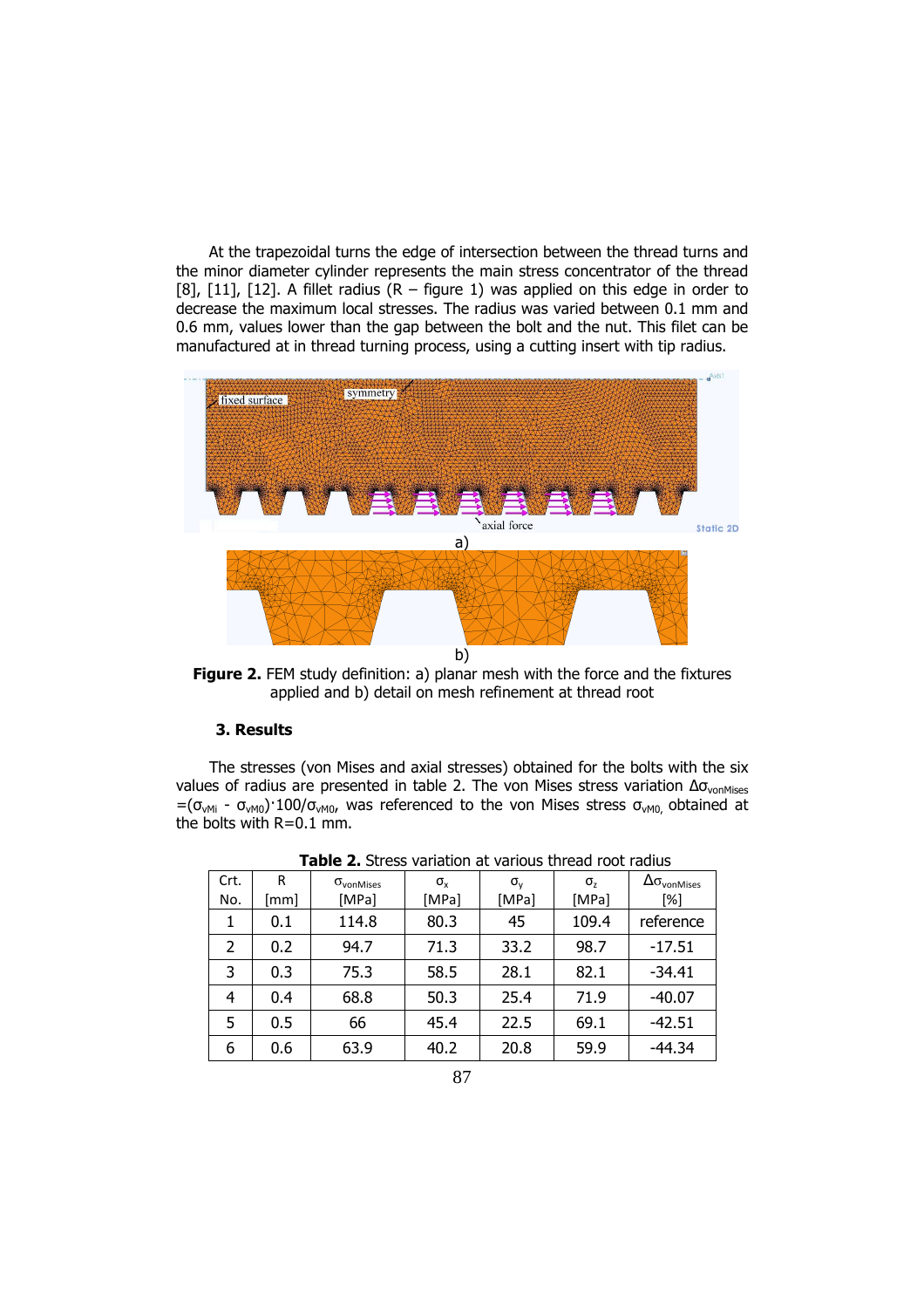At the trapezoidal turns the edge of intersection between the thread turns and the minor diameter cylinder represents the main stress concentrator of the thread [8], [11], [12]. A fillet radius (R – figure 1) was applied on this edge in order to decrease the maximum local stresses. The radius was varied between 0.1 mm and 0.6 mm, values lower than the gap between the bolt and the nut. This filet can be manufactured at in thread turning process, using a cutting insert with tip radius.

**Figure 2.** FEM study definition: a) planar mesh with the force and the fixtures applied and b) detail on mesh refinement at thread root

### 3. Results

The stresses (von Mises and axial stresses) obtained for the bolts with the six values of radius are presented in table 2. The von Mises stress variation $\Delta\sigma_{vonMises} = (\sigma_{vMi} - \sigma_{vM0})\cdot 100/\sigma_{vM0}$, was referenced to the von Mises stress $\sigma_{vM0,}$ obtained at the bolts with R=0.1 mm.

**Table 2.** Stress variation at various thread root radius

| Crt. No. | R [mm] | $\sigma_{vonMises}$ [MPa] | $\sigma_x$ [MPa] | $\sigma_y$ [MPa] | $\sigma_z$ [MPa] | $\Delta\sigma_{vonMises}$ [%] |
|---|---|---|---|---|---|---|
| 1 | 0.1 | 114.8 | 80.3 | 45 | 109.4 | reference |
| 2 | 0.2 | 94.7 | 71.3 | 33.2 | 98.7 | -17.51 |
| 3 | 0.3 | 75.3 | 58.5 | 28.1 | 82.1 | -34.41 |
| 4 | 0.4 | 68.8 | 50.3 | 25.4 | 71.9 | -40.07 |
| 5 | 0.5 | 66 | 45.4 | 22.5 | 69.1 | -42.51 |
| 6 | 0.6 | 63.9 | 40.2 | 20.8 | 59.9 | -44.34 |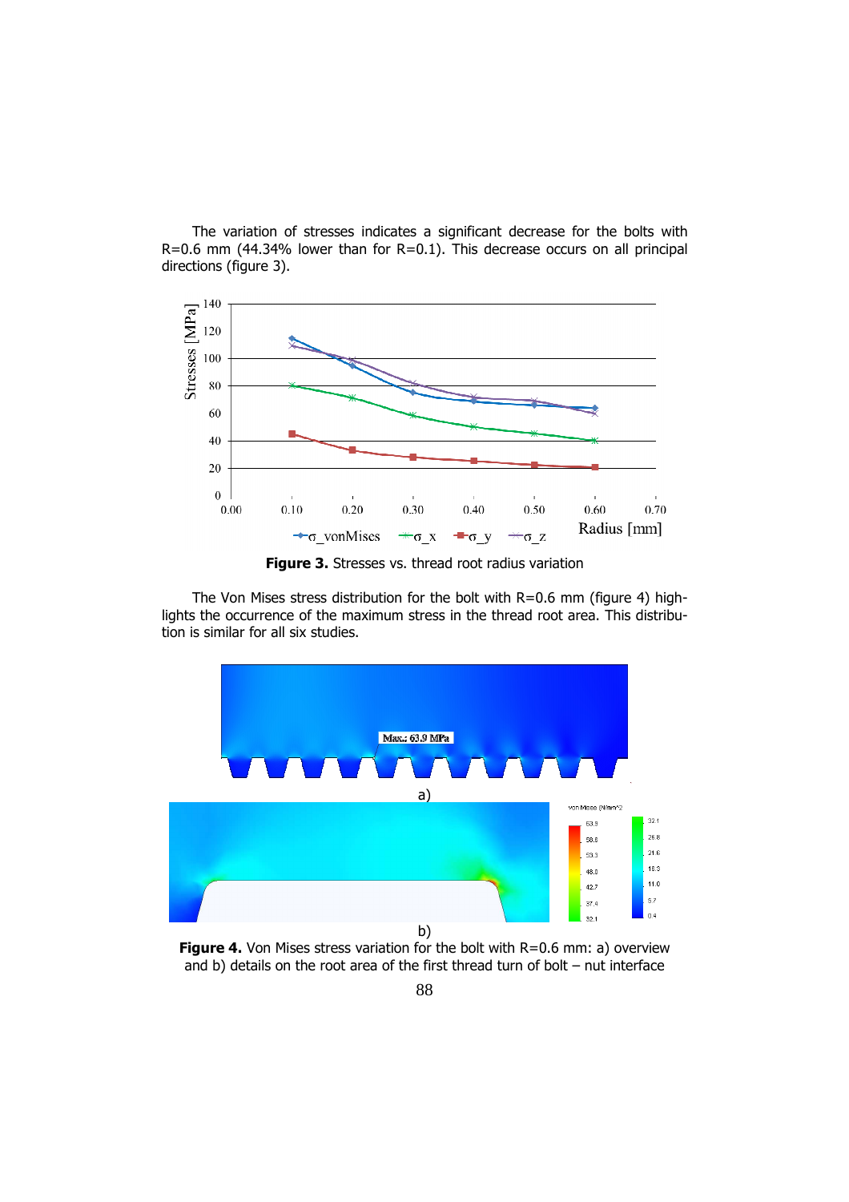The variation of stresses indicates a significant decrease for the bolts with R=0.6 mm (44.34% lower than for R=0.1). This decrease occurs on all principal directions (figure 3).

**Figure 3.** Stresses vs. thread root radius variation

The Von Mises stress distribution for the bolt with R=0.6 mm (figure 4) highlights the occurrence of the maximum stress in the thread root area. This distribution is similar for all six studies.

**Figure 4.** Von Mises stress variation for the bolt with R=0.6 mm: a) overview and b) details on the root area of the first thread turn of bolt – nut interface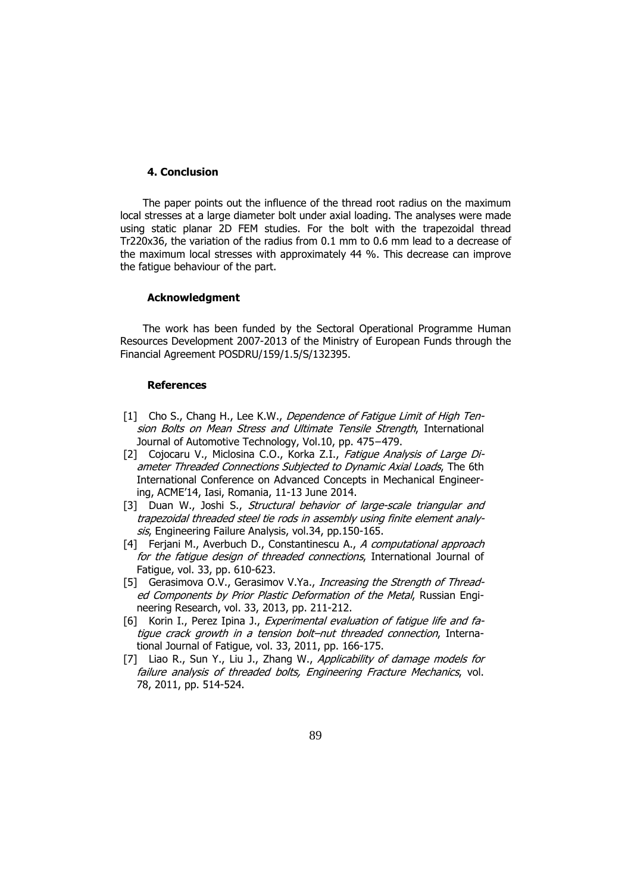## 4. Conclusion

The paper points out the influence of the thread root radius on the maximum local stresses at a large diameter bolt under axial loading. The analyses were made using static planar 2D FEM studies. For the bolt with the trapezoidal thread Tr220x36, the variation of the radius from 0.1 mm to 0.6 mm lead to a decrease of the maximum local stresses with approximately 44 %. This decrease can improve the fatigue behaviour of the part.

### Acknowledgment

The work has been funded by the Sectoral Operational Programme Human Resources Development 2007-2013 of the Ministry of European Funds through the Financial Agreement POSDRU/159/1.5/S/132395.

### References

[1] Cho S., Chang H., Lee K.W., *Dependence of Fatigue Limit of High Tension Bolts on Mean Stress and Ultimate Tensile Strength*, International Journal of Automotive Technology, Vol.10, pp. 475−479.

[2] Cojocaru V., Miclosina C.O., Korka Z.I., *Fatigue Analysis of Large Diameter Threaded Connections Subjected to Dynamic Axial Loads*, The 6th International Conference on Advanced Concepts in Mechanical Engineering, ACME'14, Iasi, Romania, 11-13 June 2014.

[3] Duan W., Joshi S., *Structural behavior of large-scale triangular and trapezoidal threaded steel tie rods in assembly using finite element analysis*, Engineering Failure Analysis, vol.34, pp.150-165.

[4] Ferjani M., Averbuch D., Constantinescu A., *A computational approach for the fatigue design of threaded connections*, International Journal of Fatigue, vol. 33, pp. 610-623.

[5] Gerasimova O.V., Gerasimov V.Ya., *Increasing the Strength of Threaded Components by Prior Plastic Deformation of the Metal*, Russian Engineering Research, vol. 33, 2013, pp. 211-212.

[6] Korin I., Perez Ipina J., *Experimental evaluation of fatigue life and fatigue crack growth in a tension bolt–nut threaded connection*, International Journal of Fatigue, vol. 33, 2011, pp. 166-175.

[7] Liao R., Sun Y., Liu J., Zhang W., *Applicability of damage models for failure analysis of threaded bolts, Engineering Fracture Mechanics*, vol. 78, 2011, pp. 514-524.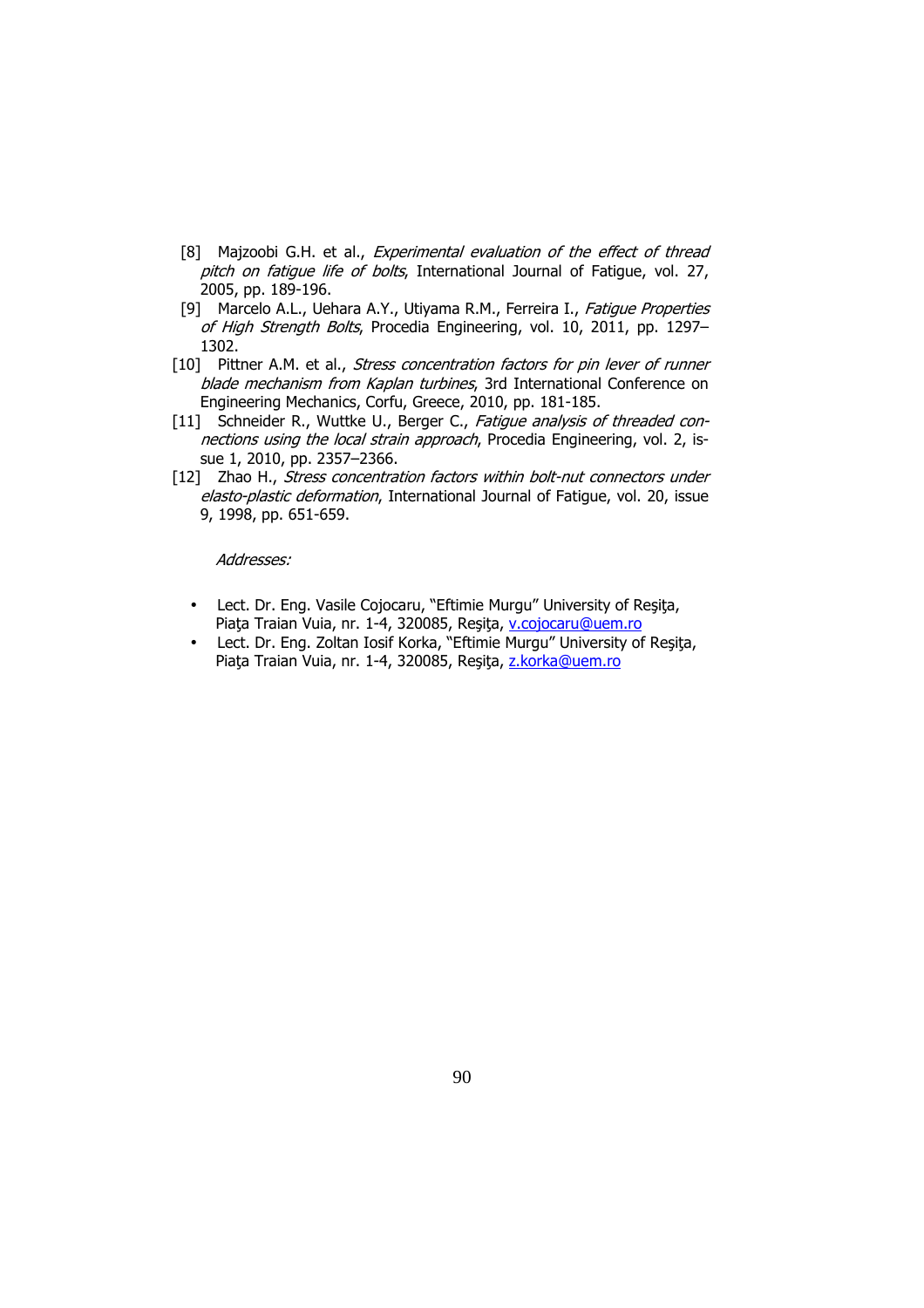[8] Majzoobi G.H. et al., *Experimental evaluation of the effect of thread pitch on fatigue life of bolts*, International Journal of Fatigue, vol. 27, 2005, pp. 189-196.

[9] Marcelo A.L., Uehara A.Y., Utiyama R.M., Ferreira I., *Fatigue Properties of High Strength Bolts*, Procedia Engineering, vol. 10, 2011, pp. 1297–1302.

[10] Pittner A.M. et al., *Stress concentration factors for pin lever of runner blade mechanism from Kaplan turbines*, 3rd International Conference on Engineering Mechanics, Corfu, Greece, 2010, pp. 181-185.

[11] Schneider R., Wuttke U., Berger C., *Fatigue analysis of threaded connections using the local strain approach*, Procedia Engineering, vol. 2, issue 1, 2010, pp. 2357–2366.

[12] Zhao H., *Stress concentration factors within bolt-nut connectors under elasto-plastic deformation*, International Journal of Fatigue, vol. 20, issue 9, 1998, pp. 651-659.

*Addresses:*

- Lect. Dr. Eng. Vasile Cojocaru, "Eftimie Murgu" University of Reşiţa, Piaţa Traian Vuia, nr. 1-4, 320085, Reşiţa, v.cojocaru@uem.ro
- Lect. Dr. Eng. Zoltan Iosif Korka, "Eftimie Murgu" University of Reşiţa, Piaţa Traian Vuia, nr. 1-4, 320085, Reşiţa, z.korka@uem.ro